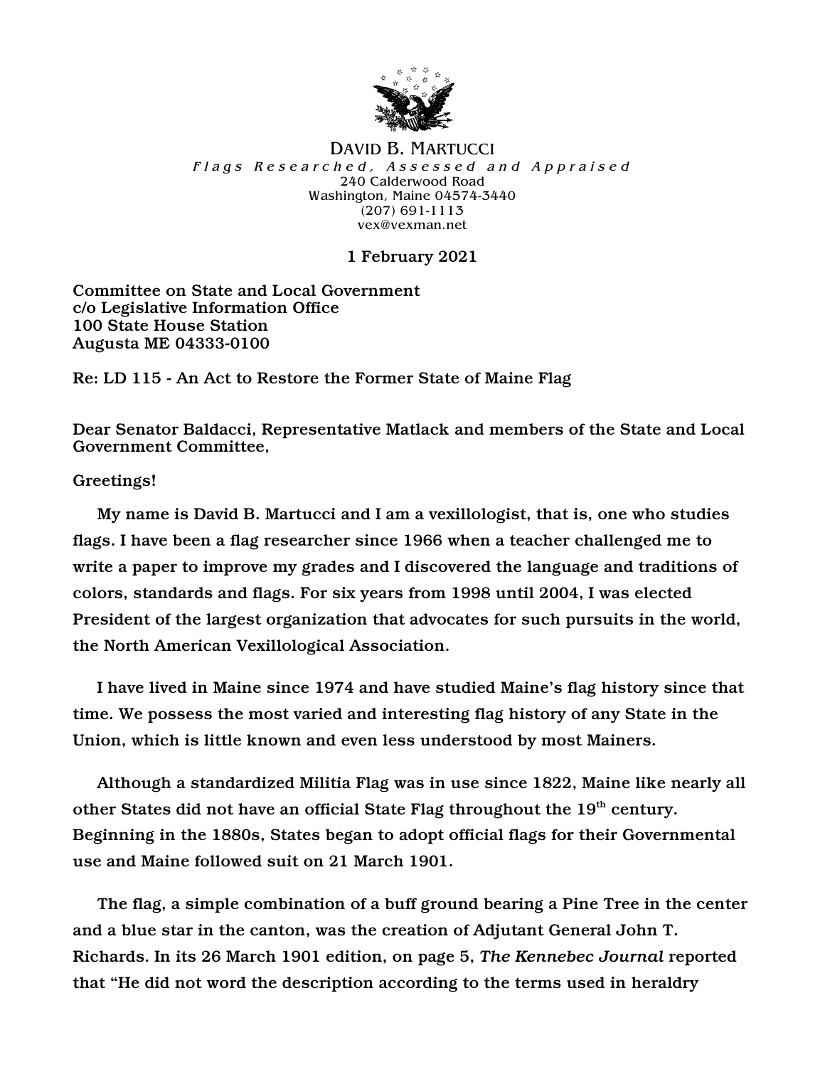**DAVID B. MARTUCCI**

*Flags Researched, Assessed and Appraised*

240 Calderwood Road
Washington, Maine 04574-3440
(207) 691-1113
vex@vexman.net

1 February 2021

Committee on State and Local Government
c/o Legislative Information Office
100 State House Station
Augusta ME 04333-0100

Re: LD 115 - An Act to Restore the Former State of Maine Flag

Dear Senator Baldacci, Representative Matlack and members of the State and Local Government Committee,

Greetings!

My name is David B. Martucci and I am a vexillologist, that is, one who studies flags. I have been a flag researcher since 1966 when a teacher challenged me to write a paper to improve my grades and I discovered the language and traditions of colors, standards and flags. For six years from 1998 until 2004, I was elected President of the largest organization that advocates for such pursuits in the world, the North American Vexillological Association.

I have lived in Maine since 1974 and have studied Maine's flag history since that time. We possess the most varied and interesting flag history of any State in the Union, which is little known and even less understood by most Mainers.

Although a standardized Militia Flag was in use since 1822, Maine like nearly all other States did not have an official State Flag throughout the 19th century. Beginning in the 1880s, States began to adopt official flags for their Governmental use and Maine followed suit on 21 March 1901.

The flag, a simple combination of a buff ground bearing a Pine Tree in the center and a blue star in the canton, was the creation of Adjutant General John T. Richards. In its 26 March 1901 edition, on page 5, *The Kennebec Journal* reported that "He did not word the description according to the terms used in heraldry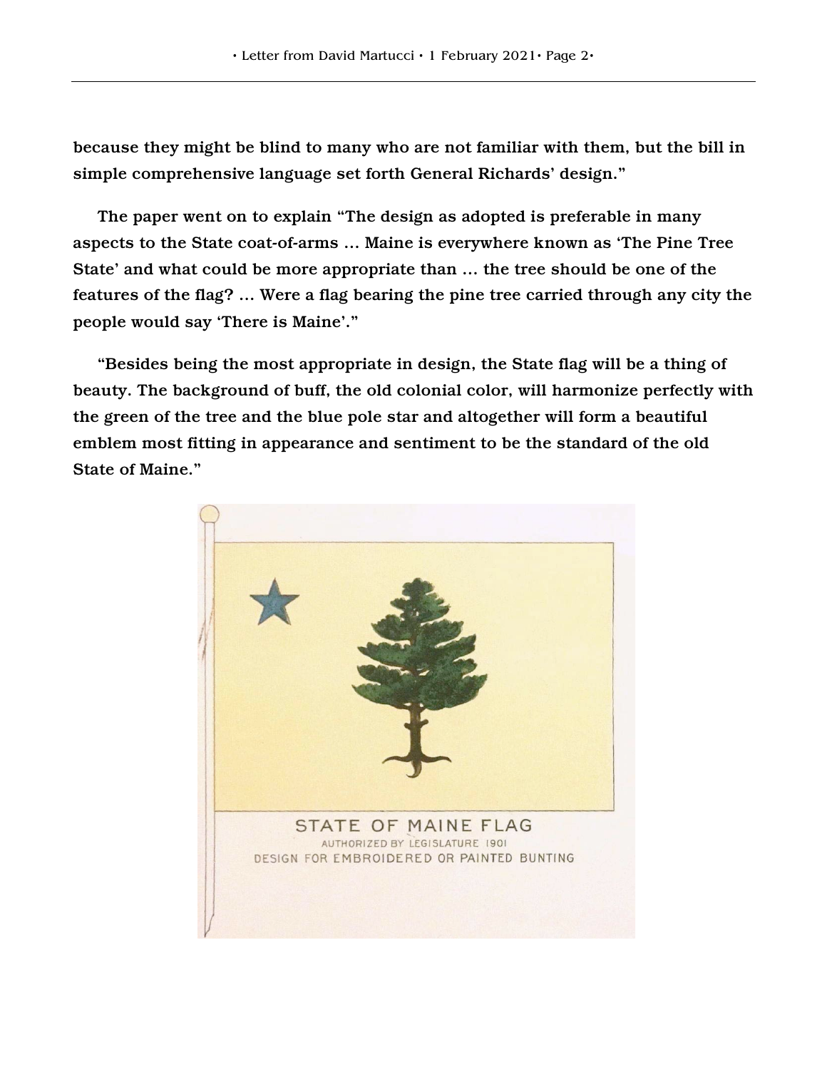because they might be blind to many who are not familiar with them, but the bill in simple comprehensive language set forth General Richards' design."

The paper went on to explain "The design as adopted is preferable in many aspects to the State coat-of-arms … Maine is everywhere known as 'The Pine Tree State' and what could be more appropriate than … the tree should be one of the features of the flag? … Were a flag bearing the pine tree carried through any city the people would say 'There is Maine'."

"Besides being the most appropriate in design, the State flag will be a thing of beauty. The background of buff, the old colonial color, will harmonize perfectly with the green of the tree and the blue pole star and altogether will form a beautiful emblem most fitting in appearance and sentiment to be the standard of the old State of Maine."

STATE OF MAINE FLAG
AUTHORIZED BY LEGISLATURE 1901
DESIGN FOR EMBROIDERED OR PAINTED BUNTING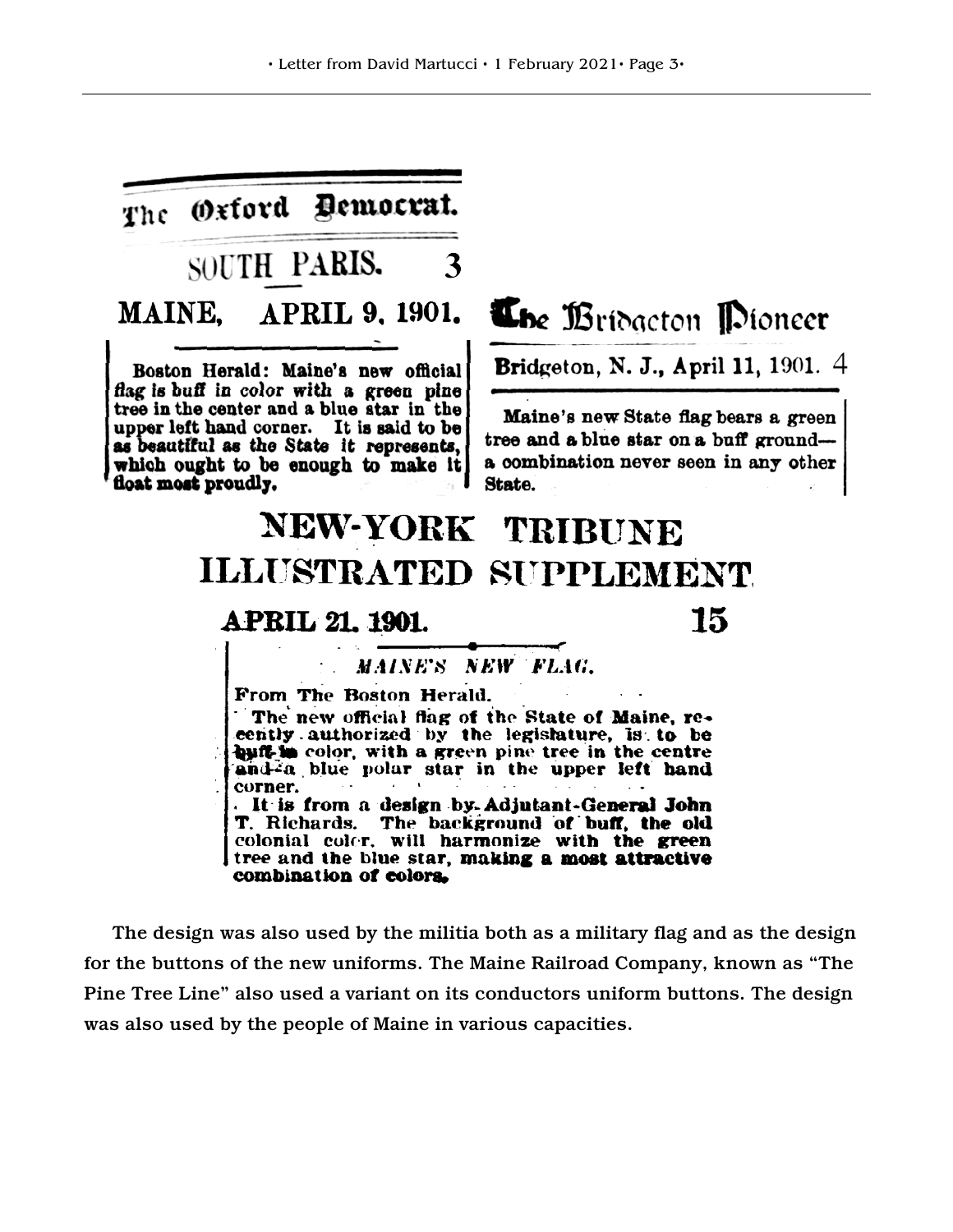**The Oxford Democrat.**

SOUTH PARIS. 3

**MAINE, APRIL 9, 1901.**

**Boston Herald: Maine's new official flag is buff in color with a green pine tree in the center and a blue star in the upper left hand corner. It is said to be as beautiful as the State it represents, which ought to be enough to make it float most proudly.**

**The Bridgeton Pioneer**

**Bridgeton, N. J., April 11, 1901.** 4

**Maine's new State flag bears a green tree and a blue star on a buff ground—a combination never seen in any other State.**

**NEW-YORK TRIBUNE ILLUSTRATED SUPPLEMENT**

**APRIL 21. 1901.** **15**

***MAINE'S NEW FLAG.***

**From The Boston Herald.**

The new official flag of the State of Maine, recently authorized by the legislature, is to be buff in color, with a green pine tree in the centre and a blue polar star in the upper left hand corner.

It is from a design by Adjutant-General John T. Richards. The background of buff, the old colonial color, will harmonize with the green tree and the blue star, making a most attractive combination of colors.

The design was also used by the militia both as a military flag and as the design for the buttons of the new uniforms. The Maine Railroad Company, known as "The Pine Tree Line" also used a variant on its conductors uniform buttons. The design was also used by the people of Maine in various capacities.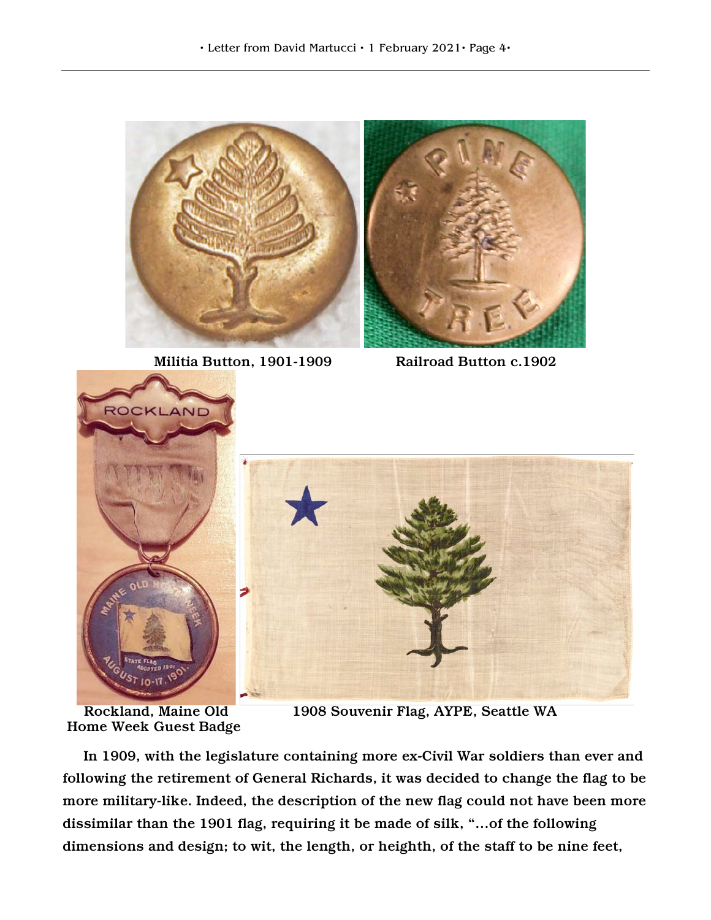Militia Button, 1901-1909

Railroad Button c.1902

Rockland, Maine Old Home Week Guest Badge

1908 Souvenir Flag, AYPE, Seattle WA

In 1909, with the legislature containing more ex-Civil War soldiers than ever and following the retirement of General Richards, it was decided to change the flag to be more military-like. Indeed, the description of the new flag could not have been more dissimilar than the 1901 flag, requiring it be made of silk, "…of the following dimensions and design; to wit, the length, or heighth, of the staff to be nine feet,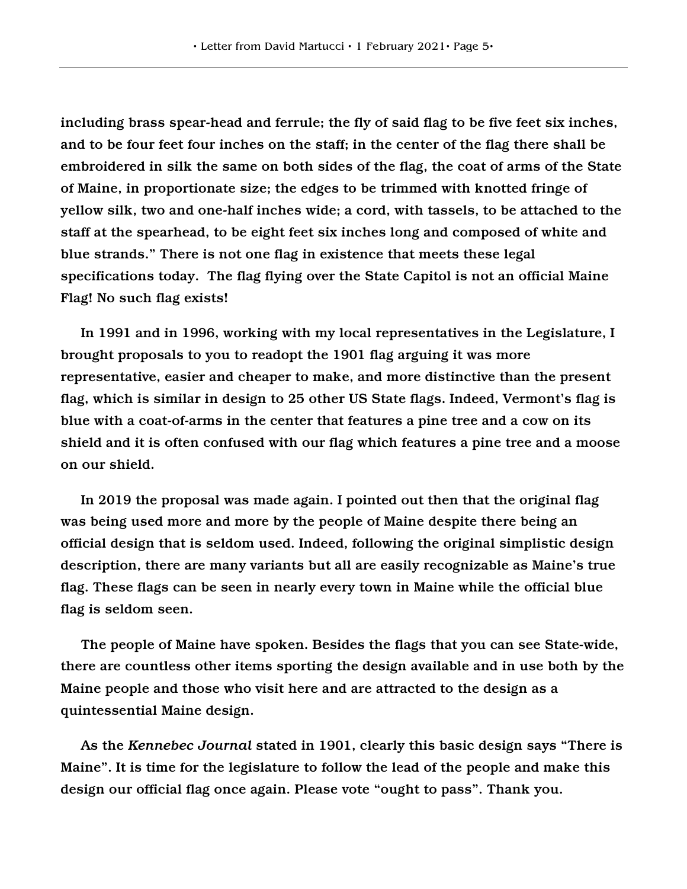**including brass spear-head and ferrule; the fly of said flag to be five feet six inches, and to be four feet four inches on the staff; in the center of the flag there shall be embroidered in silk the same on both sides of the flag, the coat of arms of the State of Maine, in proportionate size; the edges to be trimmed with knotted fringe of yellow silk, two and one-half inches wide; a cord, with tassels, to be attached to the staff at the spearhead, to be eight feet six inches long and composed of white and blue strands." There is not one flag in existence that meets these legal specifications today. The flag flying over the State Capitol is not an official Maine Flag! No such flag exists!**

**In 1991 and in 1996, working with my local representatives in the Legislature, I brought proposals to you to readopt the 1901 flag arguing it was more representative, easier and cheaper to make, and more distinctive than the present flag, which is similar in design to 25 other US State flags. Indeed, Vermont's flag is blue with a coat-of-arms in the center that features a pine tree and a cow on its shield and it is often confused with our flag which features a pine tree and a moose on our shield.**

**In 2019 the proposal was made again. I pointed out then that the original flag was being used more and more by the people of Maine despite there being an official design that is seldom used. Indeed, following the original simplistic design description, there are many variants but all are easily recognizable as Maine's true flag. These flags can be seen in nearly every town in Maine while the official blue flag is seldom seen.**

**The people of Maine have spoken. Besides the flags that you can see State-wide, there are countless other items sporting the design available and in use both by the Maine people and those who visit here and are attracted to the design as a quintessential Maine design.**

**As the *Kennebec Journal* stated in 1901, clearly this basic design says "There is Maine". It is time for the legislature to follow the lead of the people and make this design our official flag once again. Please vote "ought to pass". Thank you.**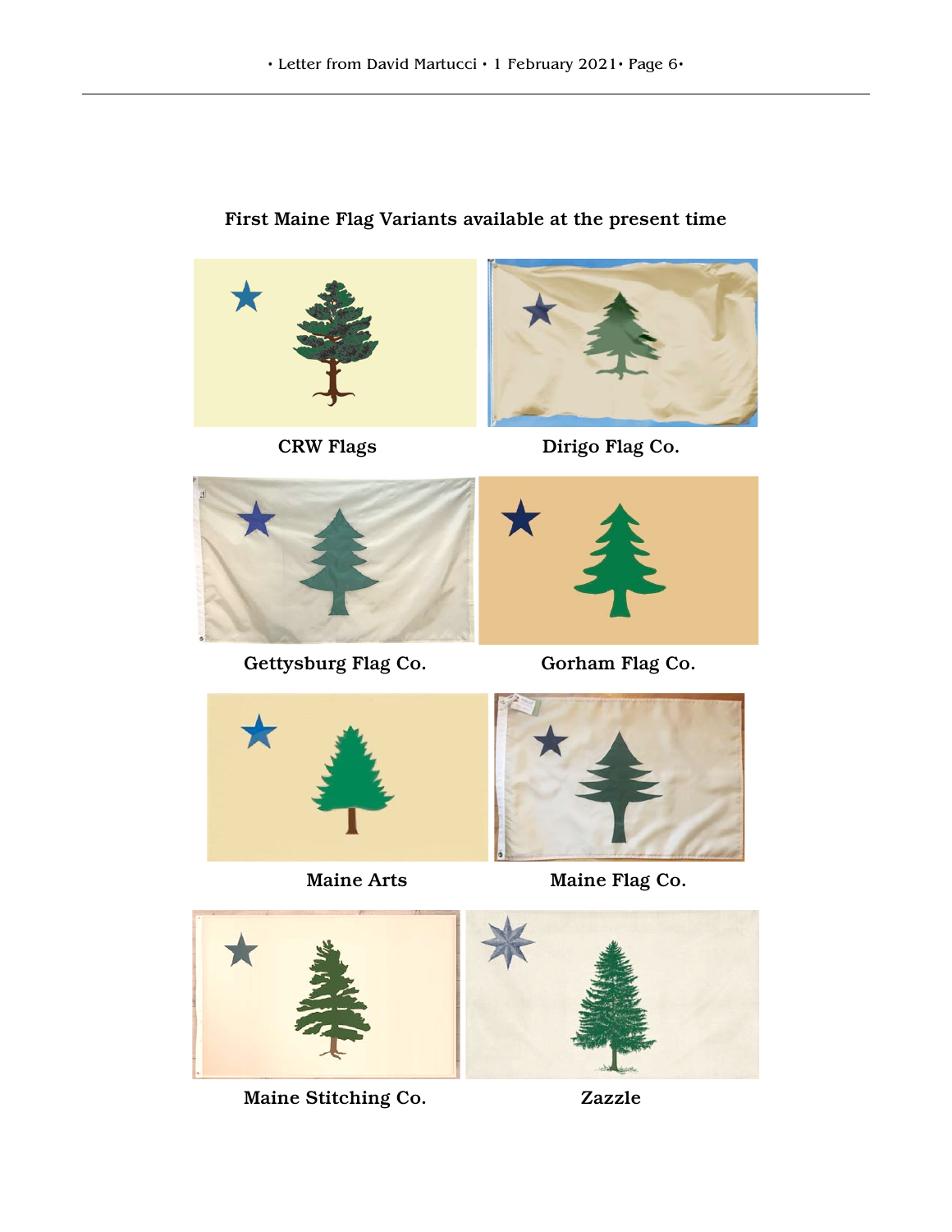## First Maine Flag Variants available at the present time

CRW Flags

Dirigo Flag Co.

Gettysburg Flag Co.

Gorham Flag Co.

Maine Arts

Maine Flag Co.

Maine Stitching Co.

Zazzle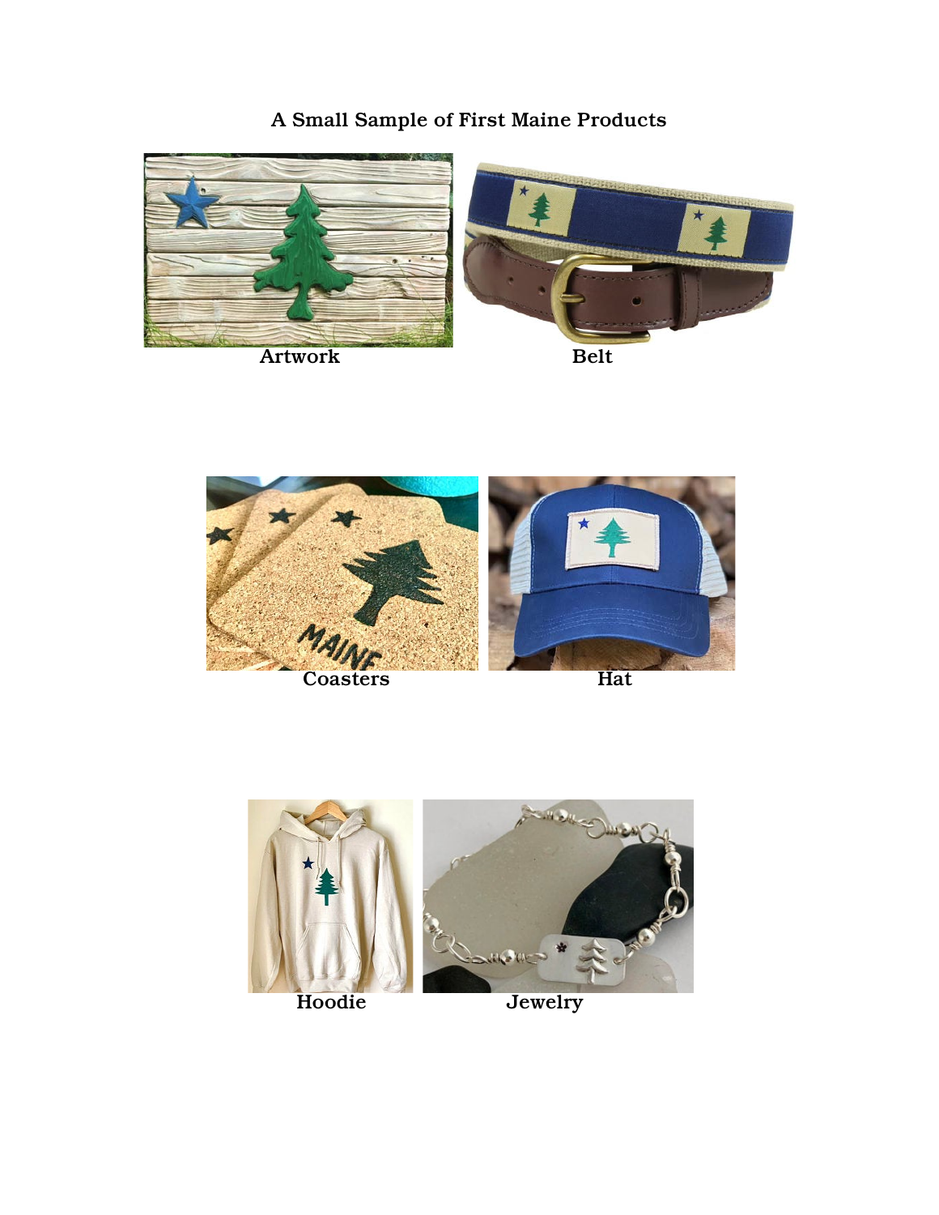## A Small Sample of First Maine Products

Artwork

Belt

Coasters

Hat

Hoodie

Jewelry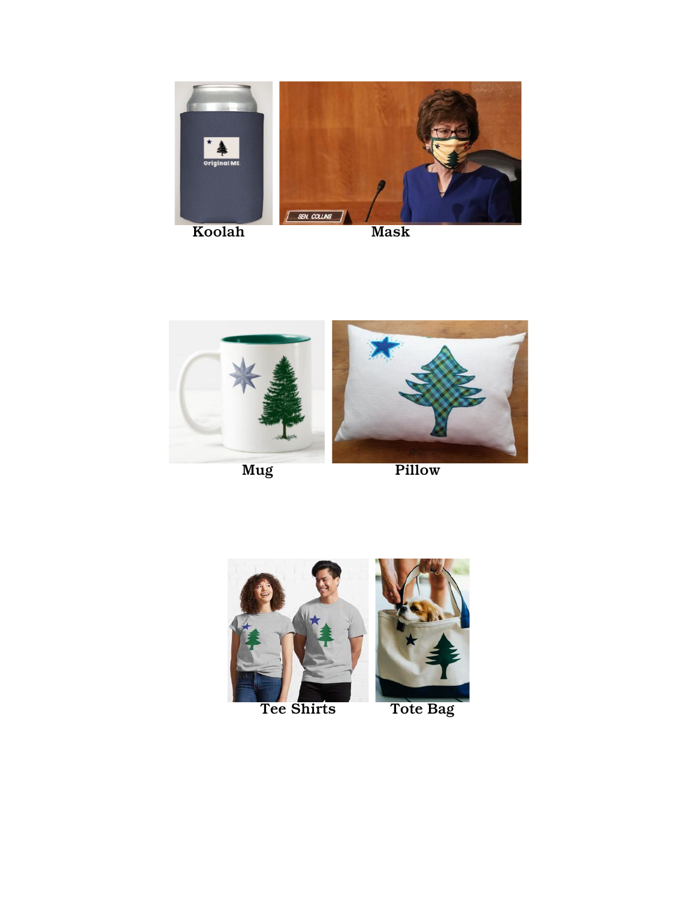Koolah

Mask

Mug

Pillow

Tee Shirts

Tote Bag